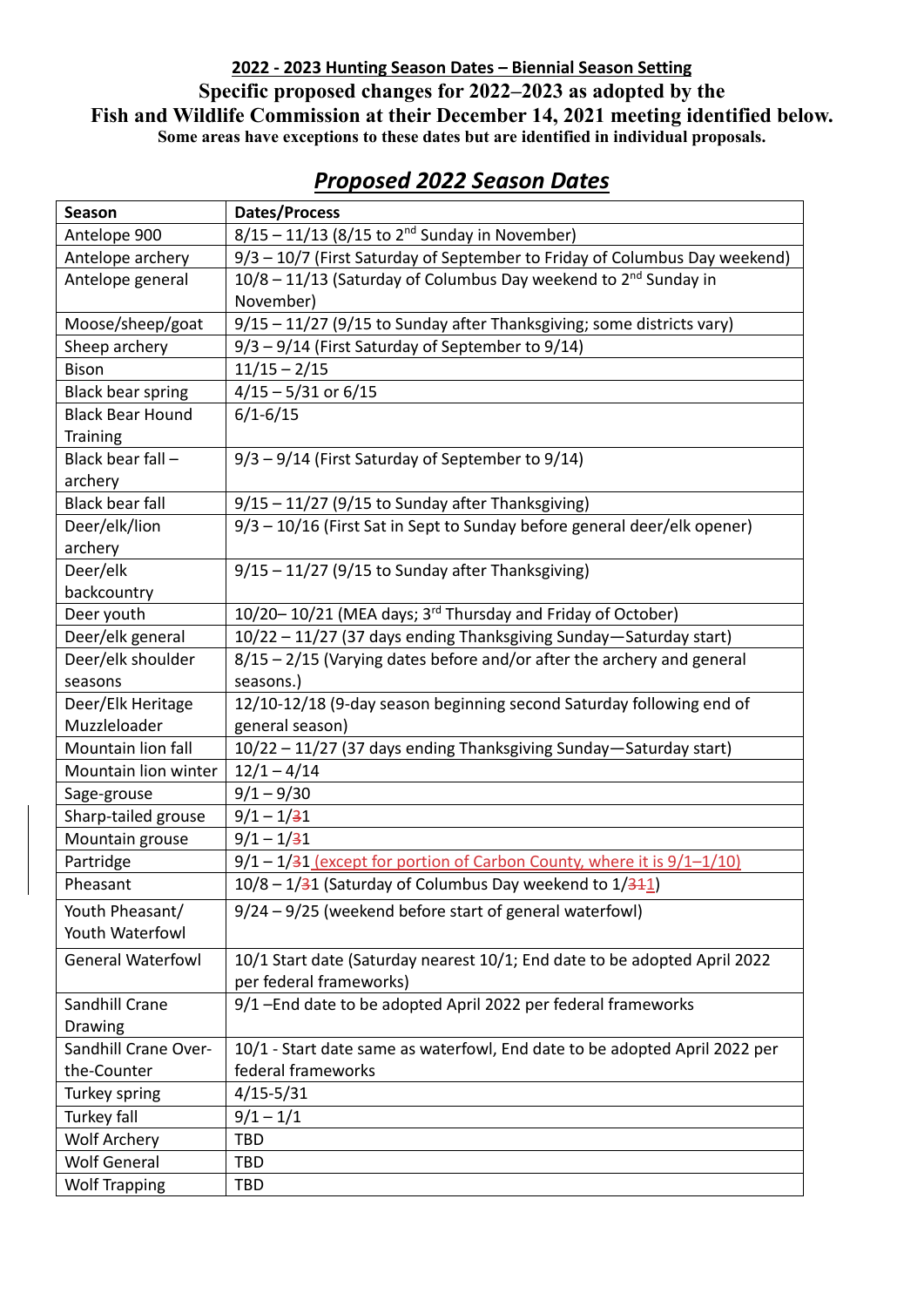**2022 - 2023 Hunting Season Dates – Biennial Season Setting**

**Specific proposed changes for 2022–2023 as adopted by the Fish and Wildlife Commission at their December 14, 2021 meeting identified below.**

**Some areas have exceptions to these dates but are identified in individual proposals.**

## *Proposed 2022 Season Dates*

| Season | Dates/Process |
|---|---|
| Antelope 900 | 8/15 – 11/13 (8/15 to 2nd Sunday in November) |
| Antelope archery | 9/3 – 10/7 (First Saturday of September to Friday of Columbus Day weekend) |
| Antelope general | 10/8 – 11/13 (Saturday of Columbus Day weekend to 2nd Sunday in November) |
| Moose/sheep/goat | 9/15 – 11/27 (9/15 to Sunday after Thanksgiving; some districts vary) |
| Sheep archery | 9/3 – 9/14 (First Saturday of September to 9/14) |
| Bison | 11/15 – 2/15 |
| Black bear spring | 4/15 – 5/31 or 6/15 |
| Black Bear Hound Training | 6/1-6/15 |
| Black bear fall – archery | 9/3 – 9/14 (First Saturday of September to 9/14) |
| Black bear fall | 9/15 – 11/27 (9/15 to Sunday after Thanksgiving) |
| Deer/elk/lion archery | 9/3 – 10/16 (First Sat in Sept to Sunday before general deer/elk opener) |
| Deer/elk backcountry | 9/15 – 11/27 (9/15 to Sunday after Thanksgiving) |
| Deer youth | 10/20– 10/21 (MEA days; 3rd Thursday and Friday of October) |
| Deer/elk general | 10/22 – 11/27 (37 days ending Thanksgiving Sunday—Saturday start) |
| Deer/elk shoulder seasons | 8/15 – 2/15 (Varying dates before and/or after the archery and general seasons.) |
| Deer/Elk Heritage Muzzleloader | 12/10-12/18 (9-day season beginning second Saturday following end of general season) |
| Mountain lion fall | 10/22 – 11/27 (37 days ending Thanksgiving Sunday—Saturday start) |
| Mountain lion winter | 12/1 – 4/14 |
| Sage-grouse | 9/1 – 9/30 |
| Sharp-tailed grouse | 9/1 – 1/~~3~~1 |
| Mountain grouse | 9/1 – 1/~~3~~1 |
| Partridge | 9/1 – 1/~~3~~1 (except for portion of Carbon County, where it is 9/1–1/10) |
| Pheasant | 10/8 – 1/~~3~~1 (Saturday of Columbus Day weekend to 1/~~31~~1) |
| Youth Pheasant/ Youth Waterfowl | 9/24 – 9/25 (weekend before start of general waterfowl) |
| General Waterfowl | 10/1 Start date (Saturday nearest 10/1; End date to be adopted April 2022 per federal frameworks) |
| Sandhill Crane Drawing | 9/1 –End date to be adopted April 2022 per federal frameworks |
| Sandhill Crane Over-the-Counter | 10/1 - Start date same as waterfowl, End date to be adopted April 2022 per federal frameworks |
| Turkey spring | 4/15-5/31 |
| Turkey fall | 9/1 – 1/1 |
| Wolf Archery | TBD |
| Wolf General | TBD |
| Wolf Trapping | TBD |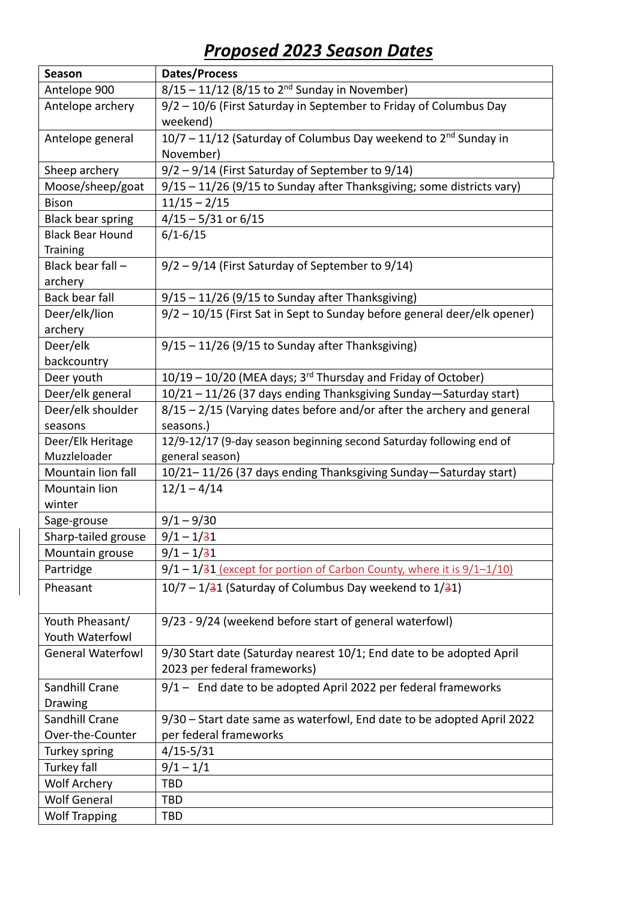# ***Proposed 2023 Season Dates***

| Season | Dates/Process |
|---|---|
| Antelope 900 | 8/15 – 11/12 (8/15 to 2nd Sunday in November) |
| Antelope archery | 9/2 – 10/6 (First Saturday in September to Friday of Columbus Day weekend) |
| Antelope general | 10/7 – 11/12 (Saturday of Columbus Day weekend to 2nd Sunday in November) |
| Sheep archery | 9/2 – 9/14 (First Saturday of September to 9/14) |
| Moose/sheep/goat | 9/15 – 11/26 (9/15 to Sunday after Thanksgiving; some districts vary) |
| Bison | 11/15 – 2/15 |
| Black bear spring | 4/15 – 5/31 or 6/15 |
| Black Bear Hound Training | 6/1-6/15 |
| Black bear fall – archery | 9/2 – 9/14 (First Saturday of September to 9/14) |
| Back bear fall | 9/15 – 11/26 (9/15 to Sunday after Thanksgiving) |
| Deer/elk/lion archery | 9/2 – 10/15 (First Sat in Sept to Sunday before general deer/elk opener) |
| Deer/elk backcountry | 9/15 – 11/26 (9/15 to Sunday after Thanksgiving) |
| Deer youth | 10/19 – 10/20 (MEA days; 3rd Thursday and Friday of October) |
| Deer/elk general | 10/21 – 11/26 (37 days ending Thanksgiving Sunday—Saturday start) |
| Deer/elk shoulder seasons | 8/15 – 2/15 (Varying dates before and/or after the archery and general seasons.) |
| Deer/Elk Heritage Muzzleloader | 12/9-12/17 (9-day season beginning second Saturday following end of general season) |
| Mountain lion fall | 10/21– 11/26 (37 days ending Thanksgiving Sunday—Saturday start) |
| Mountain lion winter | 12/1 – 4/14 |
| Sage-grouse | 9/1 – 9/30 |
| Sharp-tailed grouse | 9/1 – 1/~~3~~1 |
| Mountain grouse | 9/1 – 1/~~3~~1 |
| Partridge | 9/1 – 1/~~3~~1 (except for portion of Carbon County, where it is 9/1–1/10) |
| Pheasant | 10/7 – 1/~~3~~1 (Saturday of Columbus Day weekend to 1/~~3~~1) |
| Youth Pheasant/ Youth Waterfowl | 9/23 - 9/24 (weekend before start of general waterfowl) |
| General Waterfowl | 9/30 Start date (Saturday nearest 10/1; End date to be adopted April 2023 per federal frameworks) |
| Sandhill Crane Drawing | 9/1 – End date to be adopted April 2022 per federal frameworks |
| Sandhill Crane Over-the-Counter | 9/30 – Start date same as waterfowl, End date to be adopted April 2022 per federal frameworks |
| Turkey spring | 4/15-5/31 |
| Turkey fall | 9/1 – 1/1 |
| Wolf Archery | TBD |
| Wolf General | TBD |
| Wolf Trapping | TBD |